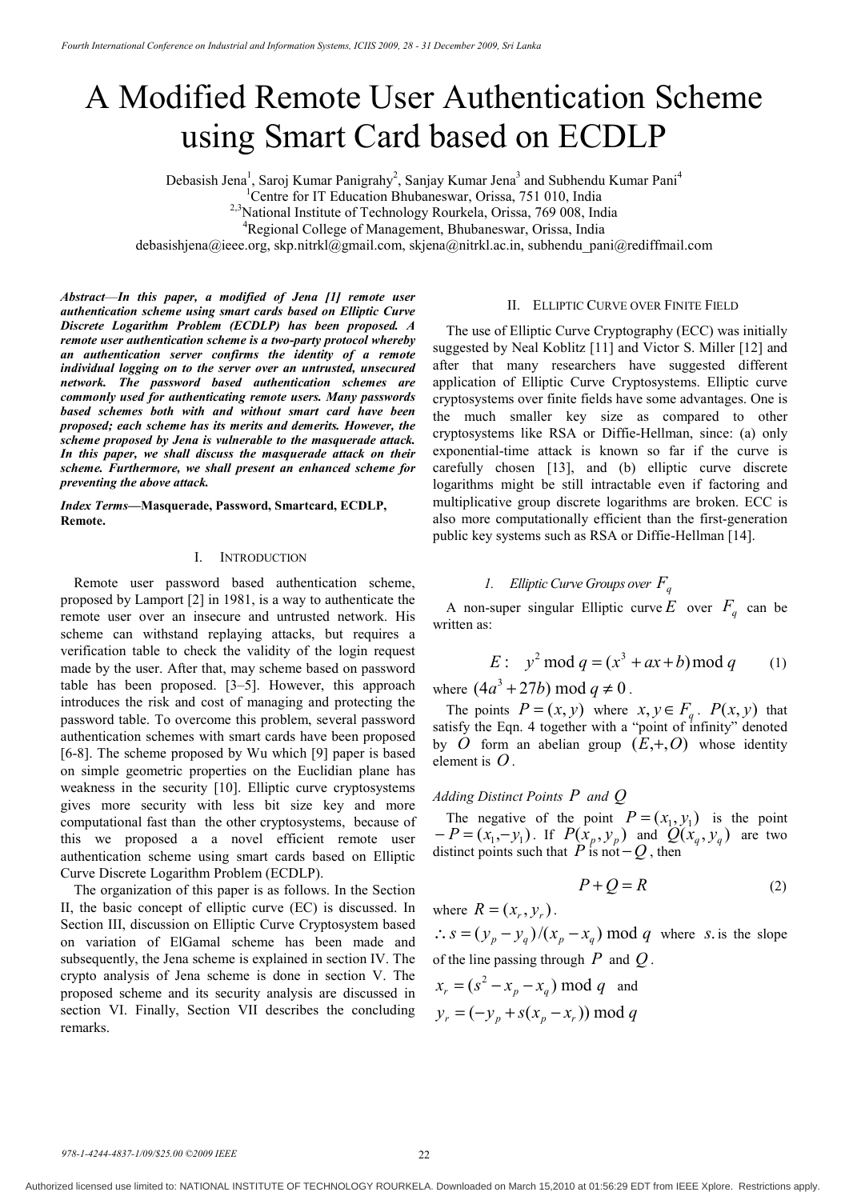# A Modified Remote User Authentication Scheme using Smart Card based on ECDLP

Debasish Jena[1], Saroj Kumar Panigrahy[2], Sanjay Kumar Jena[3] and Subhendu Kumar Pani[4]

[1]Centre for IT Education Bhubaneswar, Orissa, 751 010, India

[2,3]National Institute of Technology Rourkela, Orissa, 769 008, India

[4]Regional College of Management, Bhubaneswar, Orissa, India

debasishjena@ieee.org, skp.nitrkl@gmail.com, skjena@nitrkl.ac.in, subhendu_pani@rediffmail.com

***Abstract*—In this paper, a modified of Jena [1] remote user authentication scheme using smart cards based on Elliptic Curve Discrete Logarithm Problem (ECDLP) has been proposed. A remote user authentication scheme is a two-party protocol whereby an authentication server confirms the identity of a remote individual logging on to the server over an untrusted, unsecured network. The password based authentication schemes are commonly used for authenticating remote users. Many passwords based schemes both with and without smart card have been proposed; each scheme has its merits and demerits. However, the scheme proposed by Jena is vulnerable to the masquerade attack. In this paper, we shall discuss the masquerade attack on their scheme. Furthermore, we shall present an enhanced scheme for preventing the above attack.**

***Index Terms*—Masquerade, Password, Smartcard, ECDLP, Remote.**

## I. INTRODUCTION

Remote user password based authentication scheme, proposed by Lamport [2] in 1981, is a way to authenticate the remote user over an insecure and untrusted network. His scheme can withstand replaying attacks, but requires a verification table to check the validity of the login request made by the user. After that, may scheme based on password table has been proposed. [3–5]. However, this approach introduces the risk and cost of managing and protecting the password table. To overcome this problem, several password authentication schemes with smart cards have been proposed [6-8]. The scheme proposed by Wu which [9] paper is based on simple geometric properties on the Euclidian plane has weakness in the security [10]. Elliptic curve cryptosystems gives more security with less bit size key and more computational fast than the other cryptosystems, because of this we proposed a a novel efficient remote user authentication scheme using smart cards based on Elliptic Curve Discrete Logarithm Problem (ECDLP).

The organization of this paper is as follows. In the Section II, the basic concept of elliptic curve (EC) is discussed. In Section III, discussion on Elliptic Curve Cryptosystem based on variation of ElGamal scheme has been made and subsequently, the Jena scheme is explained in section IV. The crypto analysis of Jena scheme is done in section V. The proposed scheme and its security analysis are discussed in section VI. Finally, Section VII describes the concluding remarks.

## II. ELLIPTIC CURVE OVER FINITE FIELD

The use of Elliptic Curve Cryptography (ECC) was initially suggested by Neal Koblitz [11] and Victor S. Miller [12] and after that many researchers have suggested different application of Elliptic Curve Cryptosystems. Elliptic curve cryptosystems over finite fields have some advantages. One is the much smaller key size as compared to other cryptosystems like RSA or Diffie-Hellman, since: (a) only exponential-time attack is known so far if the curve is carefully chosen [13], and (b) elliptic curve discrete logarithms might be still intractable even if factoring and multiplicative group discrete logarithms are broken. ECC is also more computationally efficient than the first-generation public key systems such as RSA or Diffie-Hellman [14].

### *1. Elliptic Curve Groups over $F_q$*

A non-super singular Elliptic curve $E$ over $F_q$ can be written as:

$$E: \quad y^2 \bmod q = (x^3 + ax + b) \bmod q \qquad (1)$$

where $(4a^3 + 27b) \bmod q \neq 0$.

The points $P = (x, y)$ where $x, y \in F_q$. $P(x, y)$ that satisfy the Eqn. 4 together with a "point of infinity" denoted by $O$ form an abelian group $(E, +, O)$ whose identity element is $O$.

*Adding Distinct Points $P$ and $Q$*

The negative of the point $P = (x_1, y_1)$ is the point $-P = (x_1, -y_1)$. If $P(x_p, y_p)$ and $Q(x_q, y_q)$ are two distinct points such that $P$ is not $-Q$, then

$$P + Q = R \qquad (2)$$

where $R = (x_r, y_r)$.

$\therefore s = (y_p - y_q)/(x_p - x_q) \bmod q$ where $s$. is the slope of the line passing through $P$ and $Q$.

$x_r = (s^2 - x_p - x_q) \bmod q$ and

$y_r = (-y_p + s(x_p - x_r)) \bmod q$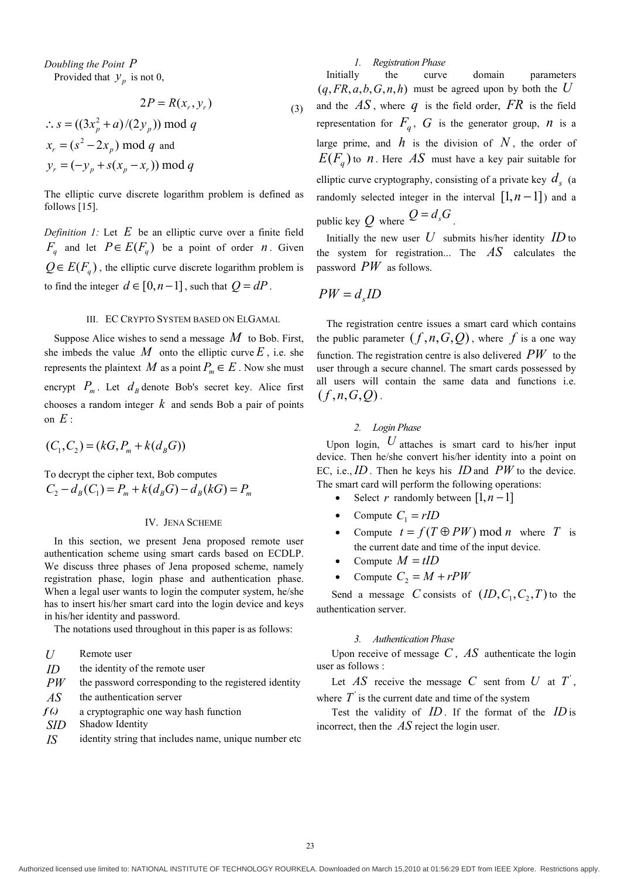*Doubling the Point $P$*

Provided that $y_p$ is not 0,

$$2P = R(x_r, y_r) \tag{3}$$

$$\therefore s = ((3x_p^2 + a)/(2y_p)) \bmod q$$

$x_r = (s^2 - 2x_p) \bmod q$ and

$y_r = (-y_p + s(x_p - x_r)) \bmod q$

The elliptic curve discrete logarithm problem is defined as follows [15].

*Definition 1:* Let $E$ be an elliptic curve over a finite field $F_q$ and let $P \in E(F_q)$ be a point of order $n$. Given $Q \in E(F_q)$, the elliptic curve discrete logarithm problem is to find the integer $d \in [0, n-1]$, such that $Q = dP$.

## III. EC Crypto System Based on ElGamal

Suppose Alice wishes to send a message $M$ to Bob. First, she imbeds the value $M$ onto the elliptic curve $E$, i.e. she represents the plaintext $M$ as a point $P_m \in E$. Now she must encrypt $P_m$. Let $d_B$ denote Bob's secret key. Alice first chooses a random integer $k$ and sends Bob a pair of points on $E$:

$$(C_1, C_2) = (kG, P_m + k(d_B G))$$

To decrypt the cipher text, Bob computes

$$C_2 - d_B(C_1) = P_m + k(d_B G) - d_B(kG) = P_m$$

## IV. Jena Scheme

In this section, we present Jena proposed remote user authentication scheme using smart cards based on ECDLP. We discuss three phases of Jena proposed scheme, namely registration phase, login phase and authentication phase. When a legal user wants to login the computer system, he/she has to insert his/her smart card into the login device and keys in his/her identity and password.

The notations used throughout in this paper is as follows:

| | |
|---|---|
| $U$ | Remote user |
| $ID$ | the identity of the remote user |
| $PW$ | the password corresponding to the registered identity |
| $AS$ | the authentication server |
| $f(.)$ | a cryptographic one way hash function |
| $SID$ | Shadow Identity |
| $IS$ | identity string that includes name, unique number etc |

### *1. Registration Phase*

Initially the curve domain parameters $(q, FR, a, b, G, n, h)$ must be agreed upon by both the $U$ and the $AS$, where $q$ is the field order, $FR$ is the field representation for $F_q$, $G$ is the generator group, $n$ is a large prime, and $h$ is the division of $N$, the order of $E(F_q)$ to $n$. Here $AS$ must have a key pair suitable for elliptic curve cryptography, consisting of a private key $d_s$ (a randomly selected integer in the interval $[1, n-1]$) and a public key $Q$ where $Q = d_s G$.

Initially the new user $U$ submits his/her identity $ID$ to the system for registration... The $AS$ calculates the password $PW$ as follows.

$$PW = d_s ID$$

The registration centre issues a smart card which contains the public parameter $(f, n, G, Q)$, where $f$ is a one way function. The registration centre is also delivered $PW$ to the user through a secure channel. The smart cards possessed by all users will contain the same data and functions i.e. $(f, n, G, Q)$.

### *2. Login Phase*

Upon login, $U$ attaches is smart card to his/her input device. Then he/she convert his/her identity into a point on EC, i.e., $ID$. Then he keys his $ID$ and $PW$ to the device. The smart card will perform the following operations:

- Select $r$ randomly between $[1, n-1]$
- Compute $C_1 = rID$
- Compute $t = f(T \oplus PW) \bmod n$ where $T$ is the current date and time of the input device.
- Compute $M = tID$
- Compute $C_2 = M + rPW$

Send a message $C$ consists of $(ID, C_1, C_2, T)$ to the authentication server.

### *3. Authentication Phase*

Upon receive of message $C$, $AS$ authenticate the login user as follows :

Let $AS$ receive the message $C$ sent from $U$ at $T'$, where $T'$ is the current date and time of the system

Test the validity of $ID$. If the format of the $ID$ is incorrect, then the $AS$ reject the login user.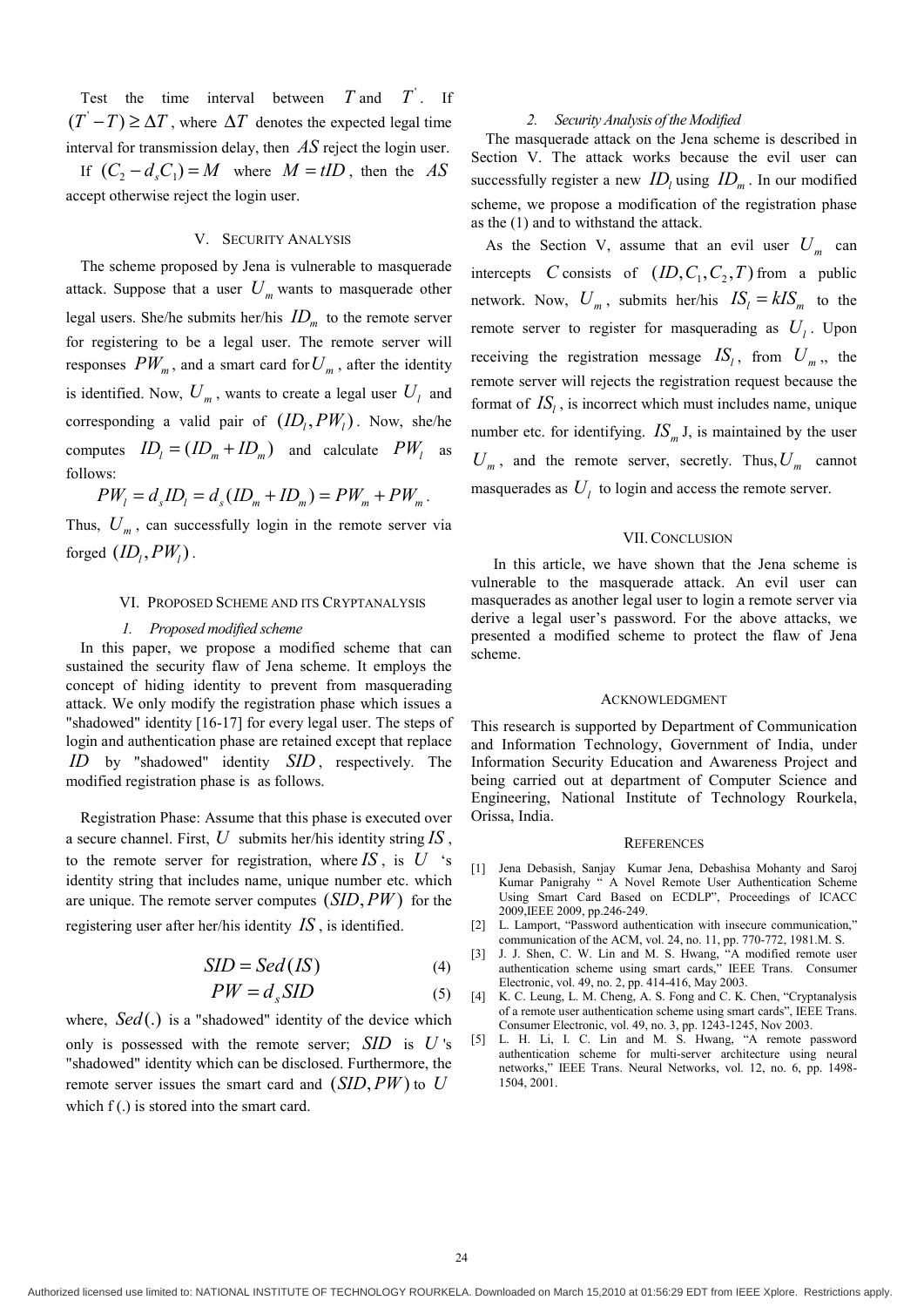Test the time interval between $T$ and $T^{'}$. If $(T^{'} - T) \geq \Delta T$, where $\Delta T$ denotes the expected legal time interval for transmission delay, then $AS$ reject the login user.

If $(C_2 - d_s C_1) = M$ where $M = tID$, then the $AS$ accept otherwise reject the login user.

## V. Security Analysis

The scheme proposed by Jena is vulnerable to masquerade attack. Suppose that a user $U_m$ wants to masquerade other legal users. She/he submits her/his $ID_m$ to the remote server for registering to be a legal user. The remote server will responses $PW_m$, and a smart card for $U_m$, after the identity is identified. Now, $U_m$, wants to create a legal user $U_l$ and corresponding a valid pair of $(ID_l, PW_l)$. Now, she/he computes $ID_l = (ID_m + ID_m)$ and calculate $PW_l$ as follows:

$$PW_l = d_s ID_l = d_s(ID_m + ID_m) = PW_m + PW_m.$$

Thus, $U_m$, can successfully login in the remote server via forged $(ID_l, PW_l)$.

## VI. Proposed Scheme and its Cryptanalysis

### *1. Proposed modified scheme*

In this paper, we propose a modified scheme that can sustained the security flaw of Jena scheme. It employs the concept of hiding identity to prevent from masquerading attack. We only modify the registration phase which issues a "shadowed" identity [16-17] for every legal user. The steps of login and authentication phase are retained except that replace $ID$ by "shadowed" identity $SID$, respectively. The modified registration phase is as follows.

Registration Phase: Assume that this phase is executed over a secure channel. First, $U$ submits her/his identity string $IS$, to the remote server for registration, where $IS$, is $U$ 's identity string that includes name, unique number etc. which are unique. The remote server computes $(SID, PW)$ for the registering user after her/his identity $IS$, is identified.

$$SID = Sed(IS) \tag{4}$$

$$PW = d_s SID \tag{5}$$

where, $Sed(.)$ is a "shadowed" identity of the device which only is possessed with the remote server; $SID$ is $U$'s "shadowed" identity which can be disclosed. Furthermore, the remote server issues the smart card and $(SID, PW)$ to $U$ which f (.) is stored into the smart card.

### *2. Security Analysis of the Modified*

The masquerade attack on the Jena scheme is described in Section V. The attack works because the evil user can successfully register a new $ID_l$ using $ID_m$. In our modified scheme, we propose a modification of the registration phase as the (1) and to withstand the attack.

As the Section V, assume that an evil user $U_m$ can intercepts $C$ consists of $(ID, C_1, C_2, T)$ from a public network. Now, $U_m$, submits her/his $IS_l = kIS_m$ to the remote server to register for masquerading as $U_l$. Upon receiving the registration message $IS_l$, from $U_m$,, the remote server will rejects the registration request because the format of $IS_l$, is incorrect which must includes name, unique number etc. for identifying. $IS_m$ J, is maintained by the user $U_m$, and the remote server, secretly. Thus, $U_m$ cannot masquerades as $U_l$ to login and access the remote server.

## VII. Conclusion

In this article, we have shown that the Jena scheme is vulnerable to the masquerade attack. An evil user can masquerades as another legal user to login a remote server via derive a legal user's password. For the above attacks, we presented a modified scheme to protect the flaw of Jena scheme.

## Acknowledgment

This research is supported by Department of Communication and Information Technology, Government of India, under Information Security Education and Awareness Project and being carried out at department of Computer Science and Engineering, National Institute of Technology Rourkela, Orissa, India.

## References

[1] Jena Debasish, Sanjay Kumar Jena, Debashisa Mohanty and Saroj Kumar Panigrahy " A Novel Remote User Authentication Scheme Using Smart Card Based on ECDLP", Proceedings of ICACC 2009,IEEE 2009, pp.246-249.

[2] L. Lamport, "Password authentication with insecure communication," communication of the ACM, vol. 24, no. 11, pp. 770-772, 1981.M. S.

[3] J. J. Shen, C. W. Lin and M. S. Hwang, "A modified remote user authentication scheme using smart cards," IEEE Trans. Consumer Electronic, vol. 49, no. 2, pp. 414-416, May 2003.

[4] K. C. Leung, L. M. Cheng, A. S. Fong and C. K. Chen, "Cryptanalysis of a remote user authentication scheme using smart cards", IEEE Trans. Consumer Electronic, vol. 49, no. 3, pp. 1243-1245, Nov 2003.

[5] L. H. Li, I. C. Lin and M. S. Hwang, "A remote password authentication scheme for multi-server architecture using neural networks," IEEE Trans. Neural Networks, vol. 12, no. 6, pp. 1498-1504, 2001.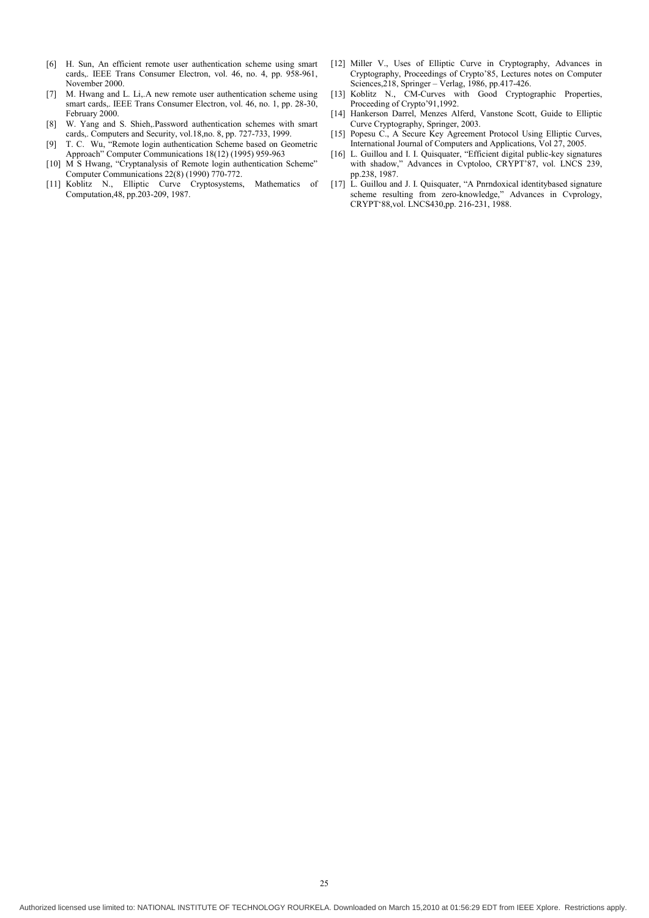[6] H. Sun, An efficient remote user authentication scheme using smart cards,. IEEE Trans Consumer Electron, vol. 46, no. 4, pp. 958-961, November 2000.

[7] M. Hwang and L. Li,.A new remote user authentication scheme using smart cards,. IEEE Trans Consumer Electron, vol. 46, no. 1, pp. 28-30, February 2000.

[8] W. Yang and S. Shieh,.Password authentication schemes with smart cards,. Computers and Security, vol.18,no. 8, pp. 727-733, 1999.

[9] T. C. Wu, "Remote login authentication Scheme based on Geometric Approach" Computer Communications 18(12) (1995) 959-963

[10] M S Hwang, "Cryptanalysis of Remote login authentication Scheme" Computer Communications 22(8) (1990) 770-772.

[11] Koblitz N., Elliptic Curve Cryptosystems, Mathematics of Computation,48, pp.203-209, 1987.

[12] Miller V., Uses of Elliptic Curve in Cryptography, Advances in Cryptography, Proceedings of Crypto'85, Lectures notes on Computer Sciences,218, Springer – Verlag, 1986, pp.417-426.

[13] Koblitz N., CM-Curves with Good Cryptographic Properties, Proceeding of Crypto'91,1992.

[14] Hankerson Darrel, Menzes Alferd, Vanstone Scott, Guide to Elliptic Curve Cryptography, Springer, 2003.

[15] Popesu C., A Secure Key Agreement Protocol Using Elliptic Curves, International Journal of Computers and Applications, Vol 27, 2005.

[16] L. Guillou and I. I. Quisquater, "Efficient digital public-key signatures with shadow," Advances in Cvptoloo, CRYPT'87, vol. LNCS 239, pp.238, 1987.

[17] L. Guillou and J. I. Quisquater, "A Pnrndoxical identitybased signature scheme resulting from zero-knowledge," Advances in Cvprology, CRYPT'88,vol. LNCS430,pp. 216-231, 1988.